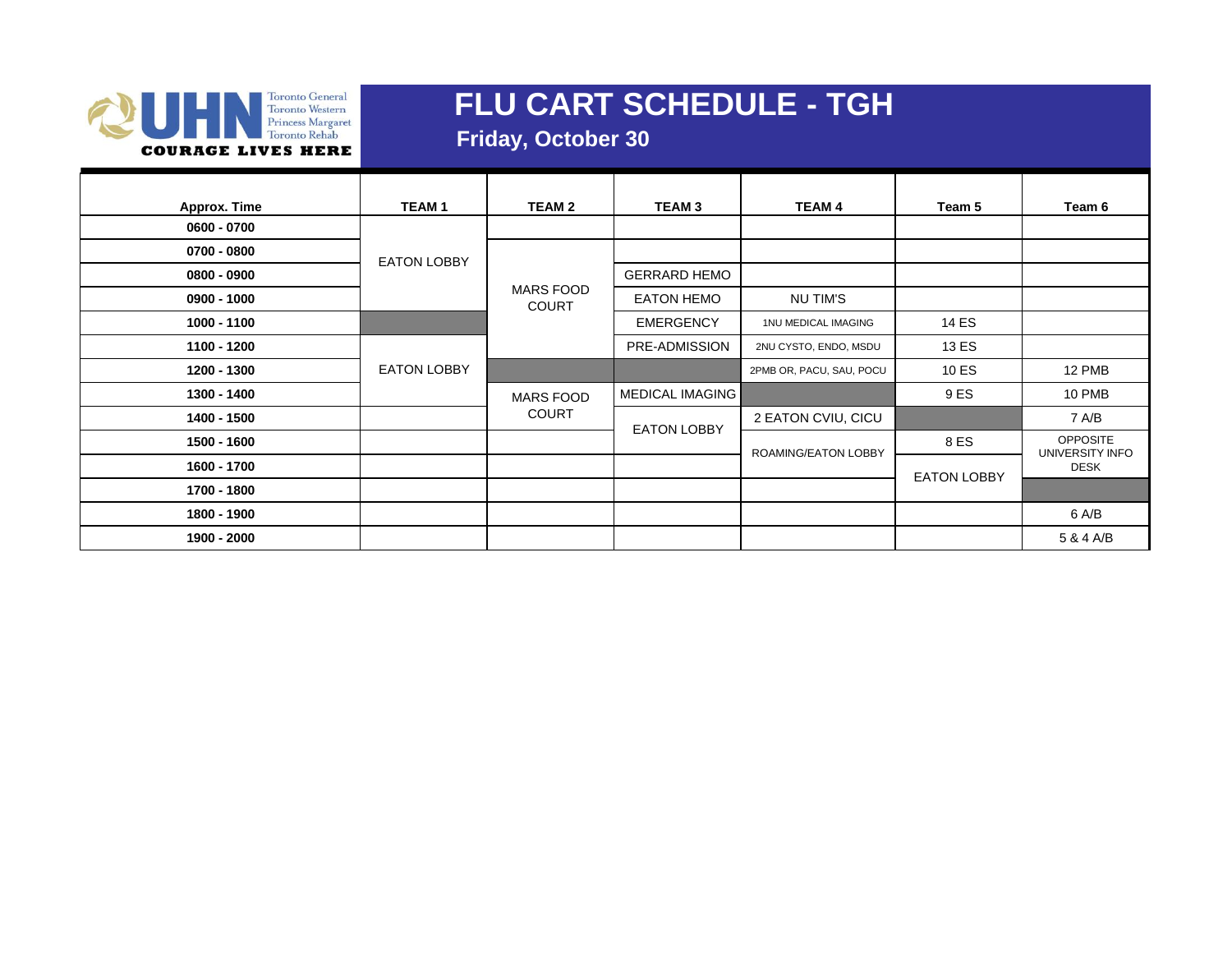Toronto General
Toronto Western
Princess Margaret
Toronto Rehab
COURAGE LIVES HERE

# FLU CART SCHEDULE - TGH

## Friday, October 30

| Approx. Time | TEAM 1 | TEAM 2 | TEAM 3 | TEAM 4 | Team 5 | Team 6 |
|---|---|---|---|---|---|---|
| 0600 - 0700 | EATON LOBBY | | | | | |
| 0700 - 0800 | | MARS FOOD COURT | | | | |
| 0800 - 0900 | | | GERRARD HEMO | | | |
| 0900 - 1000 | | | EATON HEMO | NU TIM'S | | |
| 1000 - 1100 | | | EMERGENCY | 1NU MEDICAL IMAGING | 14 ES | |
| 1100 - 1200 | EATON LOBBY | | PRE-ADMISSION | 2NU CYSTO, ENDO, MSDU | 13 ES | |
| 1200 - 1300 | | | | 2PMB OR, PACU, SAU, POCU | 10 ES | 12 PMB |
| 1300 - 1400 | | MARS FOOD COURT | MEDICAL IMAGING | | 9 ES | 10 PMB |
| 1400 - 1500 | | | EATON LOBBY | 2 EATON CVIU, CICU | | 7 A/B |
| 1500 - 1600 | | | | ROAMING/EATON LOBBY | 8 ES | OPPOSITE UNIVERSITY INFO DESK |
| 1600 - 1700 | | | | | EATON LOBBY | |
| 1700 - 1800 | | | | | | |
| 1800 - 1900 | | | | | | 6 A/B |
| 1900 - 2000 | | | | | | 5 & 4 A/B |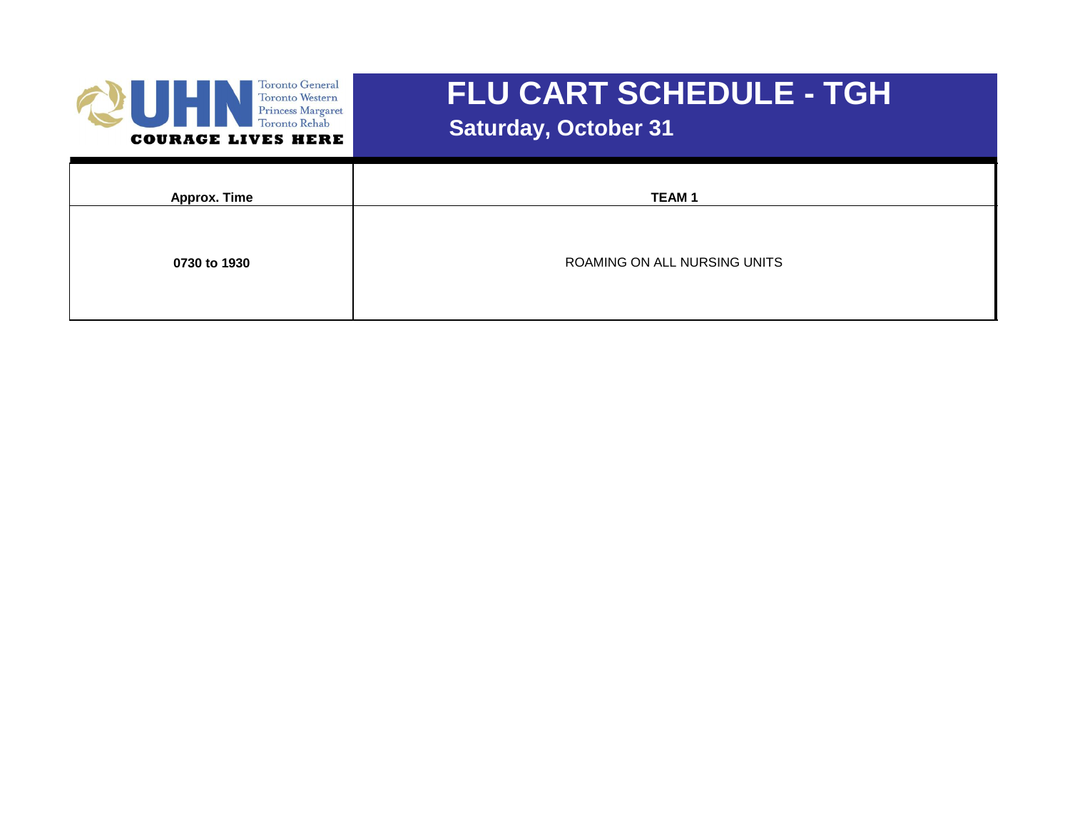# FLU CART SCHEDULE - TGH

## Saturday, October 31

| Approx. Time | TEAM 1 |
|---|---|
| **0730 to 1930** | ROAMING ON ALL NURSING UNITS |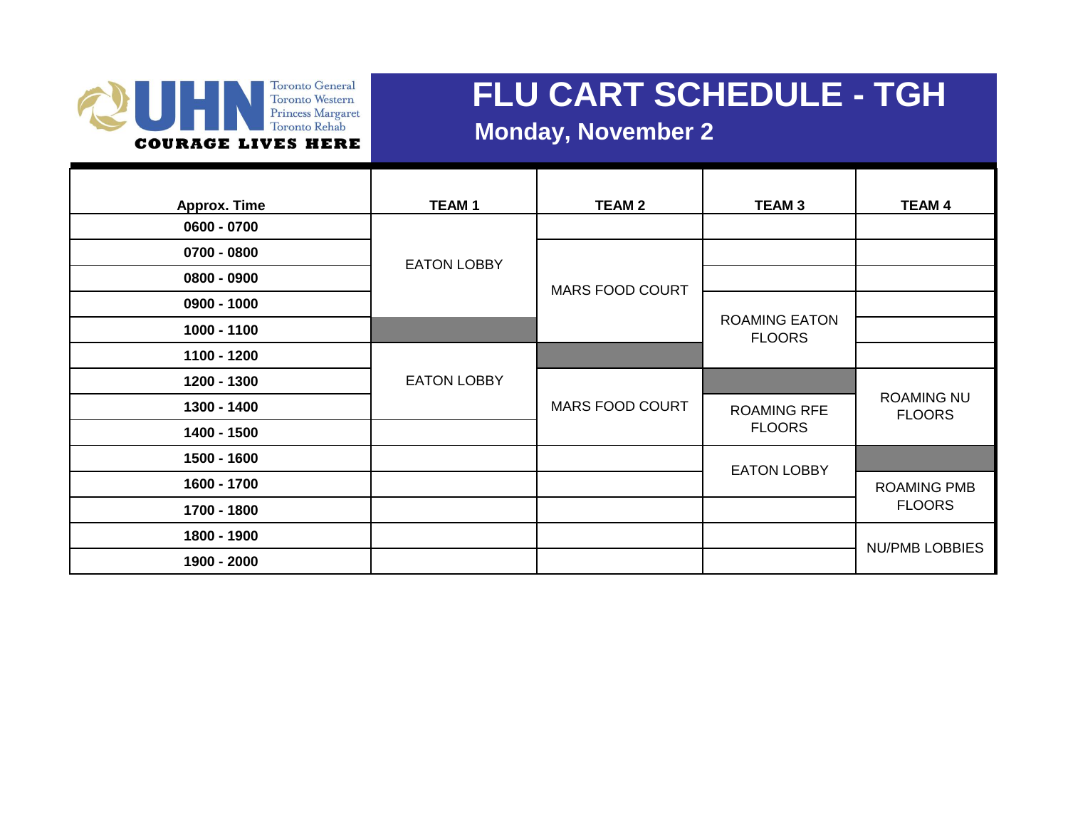UHN — Toronto General, Toronto Western, Princess Margaret, Toronto Rehab — COURAGE LIVES HERE

# FLU CART SCHEDULE - TGH

## Monday, November 2

| Approx. Time | TEAM 1 | TEAM 2 | TEAM 3 | TEAM 4 |
|---|---|---|---|---|
| 0600 - 0700 | EATON LOBBY | | | |
| 0700 - 0800 | EATON LOBBY | MARS FOOD COURT | | |
| 0800 - 0900 | EATON LOBBY | MARS FOOD COURT | | |
| 0900 - 1000 | EATON LOBBY | MARS FOOD COURT | ROAMING EATON FLOORS | |
| 1000 - 1100 | | MARS FOOD COURT | ROAMING EATON FLOORS | |
| 1100 - 1200 | EATON LOBBY | | ROAMING EATON FLOORS | |
| 1200 - 1300 | EATON LOBBY | MARS FOOD COURT | | ROAMING NU FLOORS |
| 1300 - 1400 | EATON LOBBY | MARS FOOD COURT | ROAMING RFE FLOORS | ROAMING NU FLOORS |
| 1400 - 1500 | | MARS FOOD COURT | ROAMING RFE FLOORS | ROAMING NU FLOORS |
| 1500 - 1600 | | | EATON LOBBY | |
| 1600 - 1700 | | | EATON LOBBY | ROAMING PMB FLOORS |
| 1700 - 1800 | | | | ROAMING PMB FLOORS |
| 1800 - 1900 | | | | NU/PMB LOBBIES |
| 1900 - 2000 | | | | NU/PMB LOBBIES |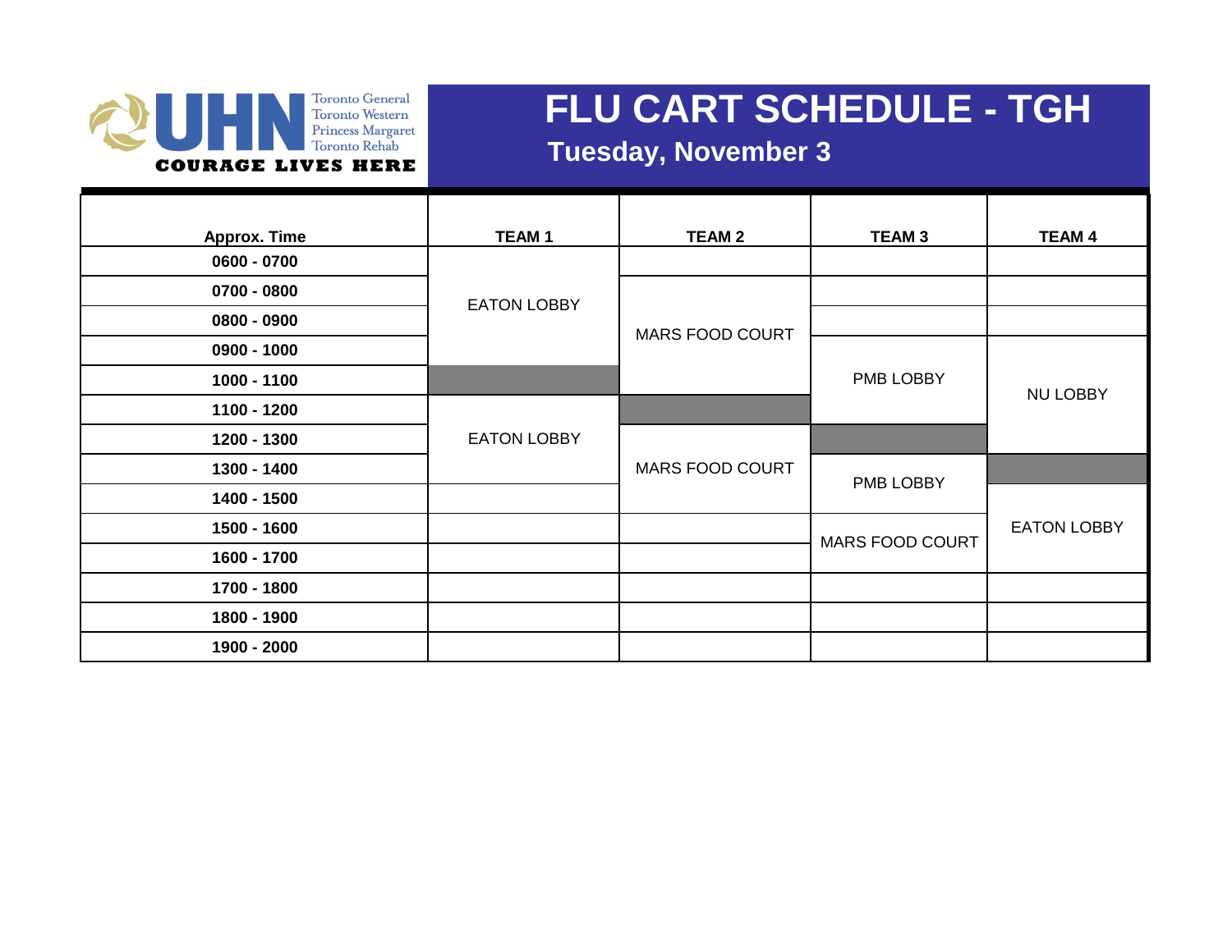# FLU CART SCHEDULE - TGH

## Tuesday, November 3

| Approx. Time | TEAM 1 | TEAM 2 | TEAM 3 | TEAM 4 |
|---|---|---|---|---|
| 0600 - 0700 | EATON LOBBY | | | |
| 0700 - 0800 | EATON LOBBY | MARS FOOD COURT | | |
| 0800 - 0900 | EATON LOBBY | MARS FOOD COURT | | |
| 0900 - 1000 | EATON LOBBY | MARS FOOD COURT | PMB LOBBY | NU LOBBY |
| 1000 - 1100 | | MARS FOOD COURT | PMB LOBBY | NU LOBBY |
| 1100 - 1200 | EATON LOBBY | | PMB LOBBY | NU LOBBY |
| 1200 - 1300 | EATON LOBBY | MARS FOOD COURT | | NU LOBBY |
| 1300 - 1400 | EATON LOBBY | MARS FOOD COURT | PMB LOBBY | |
| 1400 - 1500 | | MARS FOOD COURT | PMB LOBBY | EATON LOBBY |
| 1500 - 1600 | | | MARS FOOD COURT | EATON LOBBY |
| 1600 - 1700 | | | MARS FOOD COURT | EATON LOBBY |
| 1700 - 1800 | | | | |
| 1800 - 1900 | | | | |
| 1900 - 2000 | | | | |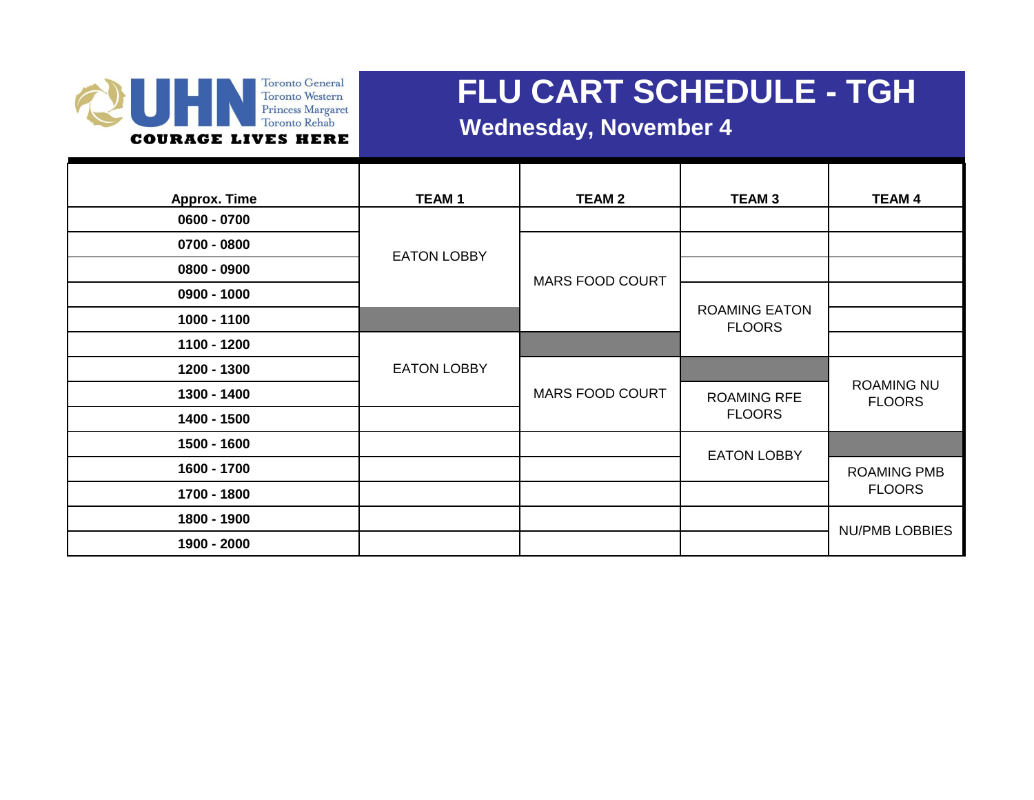UHN — Toronto General, Toronto Western, Princess Margaret, Toronto Rehab — COURAGE LIVES HERE

# FLU CART SCHEDULE - TGH

## Wednesday, November 4

| Approx. Time | TEAM 1 | TEAM 2 | TEAM 3 | TEAM 4 |
|---|---|---|---|---|
| 0600 - 0700 | EATON LOBBY | | | |
| 0700 - 0800 | EATON LOBBY | MARS FOOD COURT | | |
| 0800 - 0900 | EATON LOBBY | MARS FOOD COURT | | |
| 0900 - 1000 | EATON LOBBY | MARS FOOD COURT | ROAMING EATON FLOORS | |
| 1000 - 1100 | | MARS FOOD COURT | ROAMING EATON FLOORS | |
| 1100 - 1200 | EATON LOBBY | | ROAMING EATON FLOORS | |
| 1200 - 1300 | EATON LOBBY | MARS FOOD COURT | | ROAMING NU FLOORS |
| 1300 - 1400 | EATON LOBBY | MARS FOOD COURT | ROAMING RFE FLOORS | ROAMING NU FLOORS |
| 1400 - 1500 | | MARS FOOD COURT | ROAMING RFE FLOORS | ROAMING NU FLOORS |
| 1500 - 1600 | | | EATON LOBBY | |
| 1600 - 1700 | | | EATON LOBBY | ROAMING PMB FLOORS |
| 1700 - 1800 | | | | ROAMING PMB FLOORS |
| 1800 - 1900 | | | | NU/PMB LOBBIES |
| 1900 - 2000 | | | | NU/PMB LOBBIES |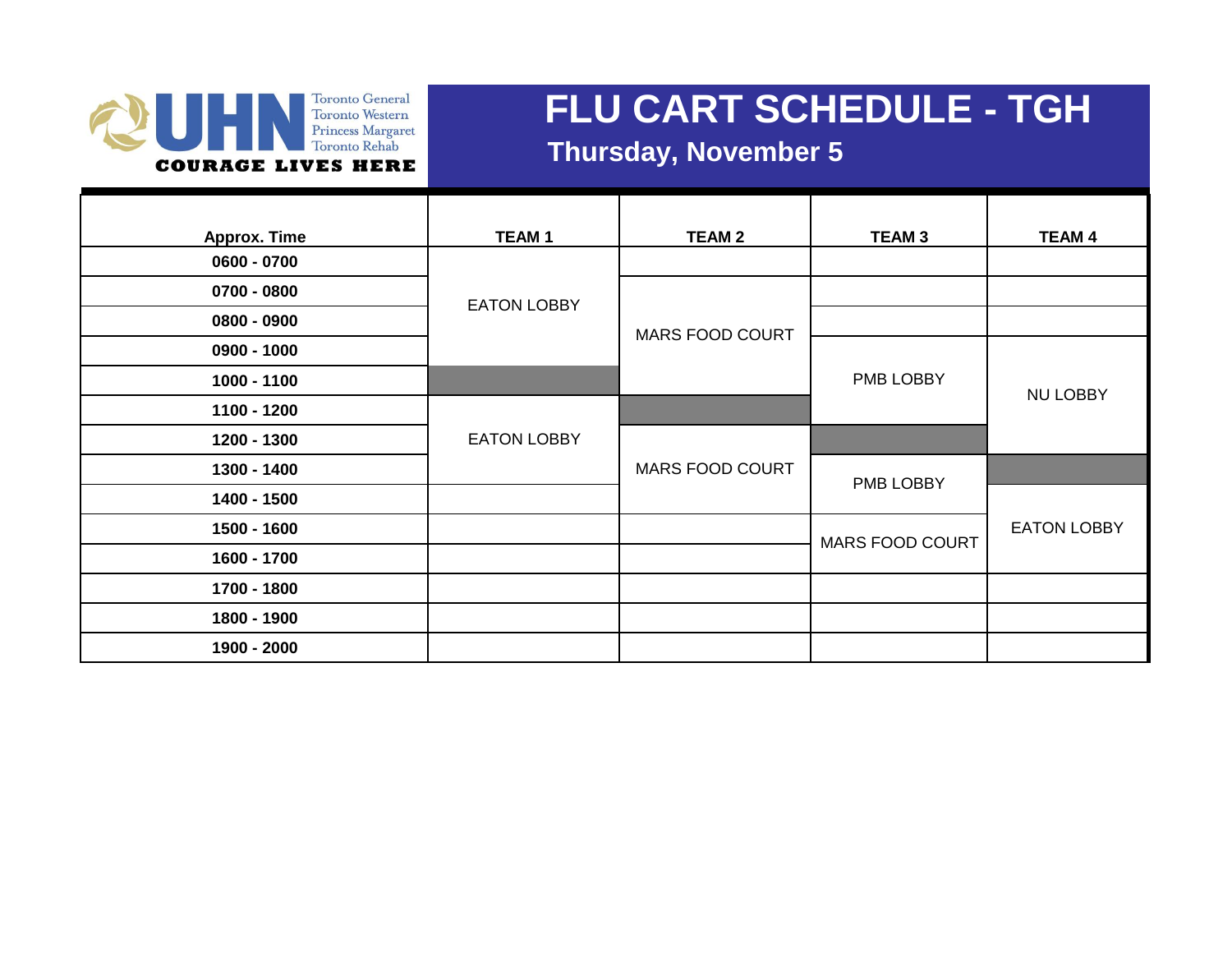# FLU CART SCHEDULE - TGH

## Thursday, November 5

| Approx. Time | TEAM 1 | TEAM 2 | TEAM 3 | TEAM 4 |
|---|---|---|---|---|
| 0600 - 0700 | EATON LOBBY | | | |
| 0700 - 0800 | EATON LOBBY | MARS FOOD COURT | | |
| 0800 - 0900 | EATON LOBBY | MARS FOOD COURT | | |
| 0900 - 1000 | EATON LOBBY | MARS FOOD COURT | PMB LOBBY | NU LOBBY |
| 1000 - 1100 | | MARS FOOD COURT | PMB LOBBY | NU LOBBY |
| 1100 - 1200 | EATON LOBBY | | PMB LOBBY | NU LOBBY |
| 1200 - 1300 | EATON LOBBY | MARS FOOD COURT | | NU LOBBY |
| 1300 - 1400 | EATON LOBBY | MARS FOOD COURT | PMB LOBBY | |
| 1400 - 1500 | | MARS FOOD COURT | PMB LOBBY | EATON LOBBY |
| 1500 - 1600 | | | MARS FOOD COURT | EATON LOBBY |
| 1600 - 1700 | | | MARS FOOD COURT | EATON LOBBY |
| 1700 - 1800 | | | | |
| 1800 - 1900 | | | | |
| 1900 - 2000 | | | | |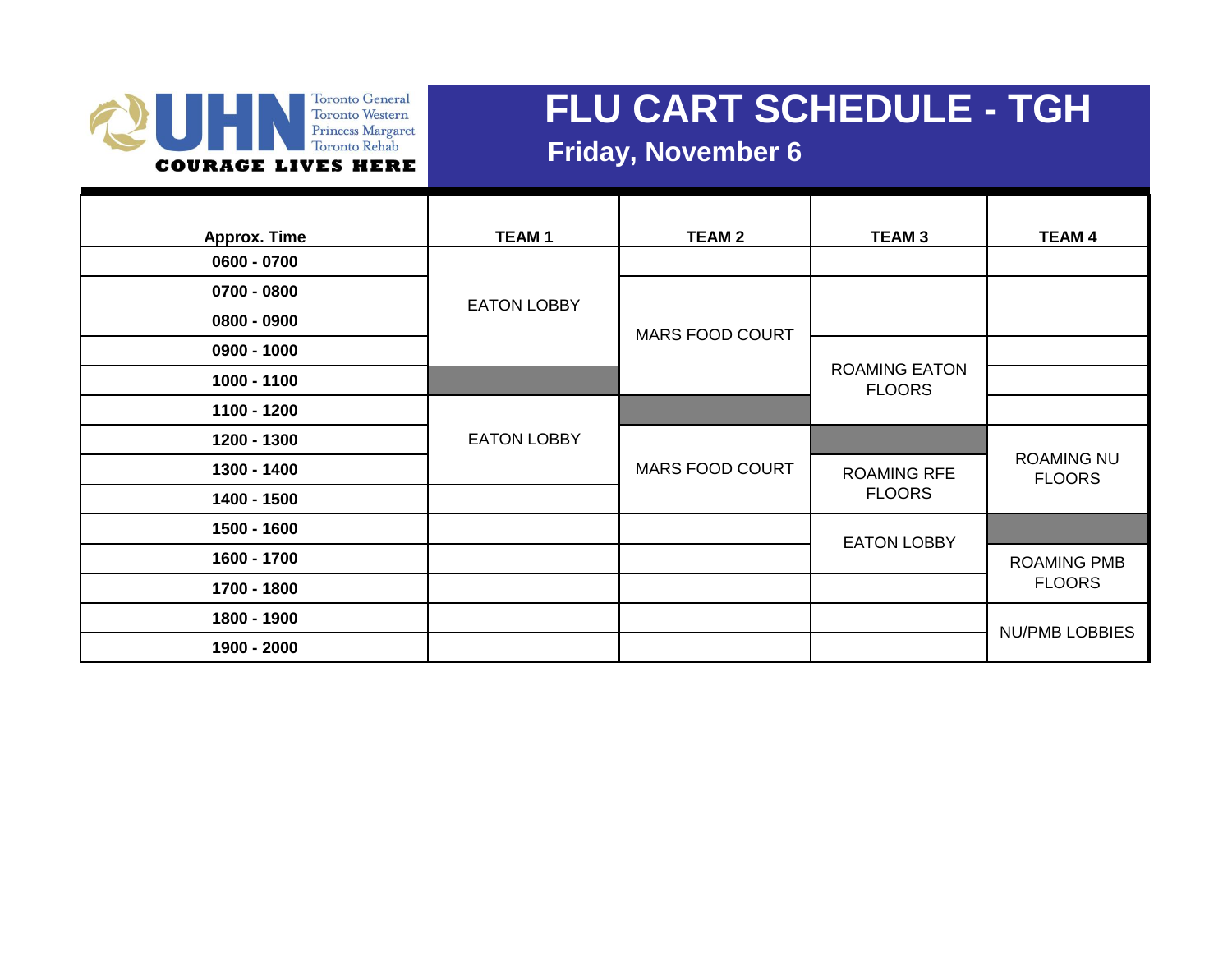# FLU CART SCHEDULE - TGH

## Friday, November 6

| Approx. Time | TEAM 1 | TEAM 2 | TEAM 3 | TEAM 4 |
|---|---|---|---|---|
| 0600 - 0700 | EATON LOBBY | | | |
| 0700 - 0800 | EATON LOBBY | MARS FOOD COURT | | |
| 0800 - 0900 | EATON LOBBY | MARS FOOD COURT | | |
| 0900 - 1000 | EATON LOBBY | MARS FOOD COURT | ROAMING EATON FLOORS | |
| 1000 - 1100 | | MARS FOOD COURT | ROAMING EATON FLOORS | |
| 1100 - 1200 | EATON LOBBY | | ROAMING EATON FLOORS | |
| 1200 - 1300 | EATON LOBBY | MARS FOOD COURT | | ROAMING NU FLOORS |
| 1300 - 1400 | EATON LOBBY | MARS FOOD COURT | ROAMING RFE FLOORS | ROAMING NU FLOORS |
| 1400 - 1500 | | MARS FOOD COURT | ROAMING RFE FLOORS | ROAMING NU FLOORS |
| 1500 - 1600 | | | EATON LOBBY | |
| 1600 - 1700 | | | EATON LOBBY | ROAMING PMB FLOORS |
| 1700 - 1800 | | | | ROAMING PMB FLOORS |
| 1800 - 1900 | | | | NU/PMB LOBBIES |
| 1900 - 2000 | | | | NU/PMB LOBBIES |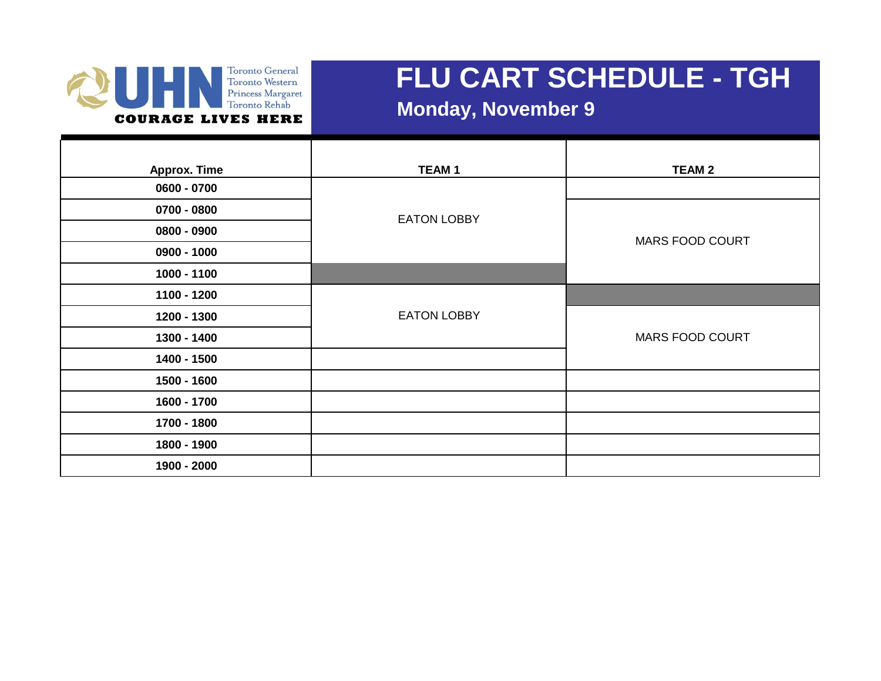UHN — Toronto General, Toronto Western, Princess Margaret, Toronto Rehab — COURAGE LIVES HERE

# FLU CART SCHEDULE - TGH

## Monday, November 9

| Approx. Time | TEAM 1 | TEAM 2 |
|---|---|---|
| 0600 - 0700 | EATON LOBBY | |
| 0700 - 0800 | | MARS FOOD COURT |
| 0800 - 0900 | | |
| 0900 - 1000 | | |
| 1000 - 1100 | | |
| 1100 - 1200 | EATON LOBBY | |
| 1200 - 1300 | | MARS FOOD COURT |
| 1300 - 1400 | | |
| 1400 - 1500 | | |
| 1500 - 1600 | | |
| 1600 - 1700 | | |
| 1700 - 1800 | | |
| 1800 - 1900 | | |
| 1900 - 2000 | | |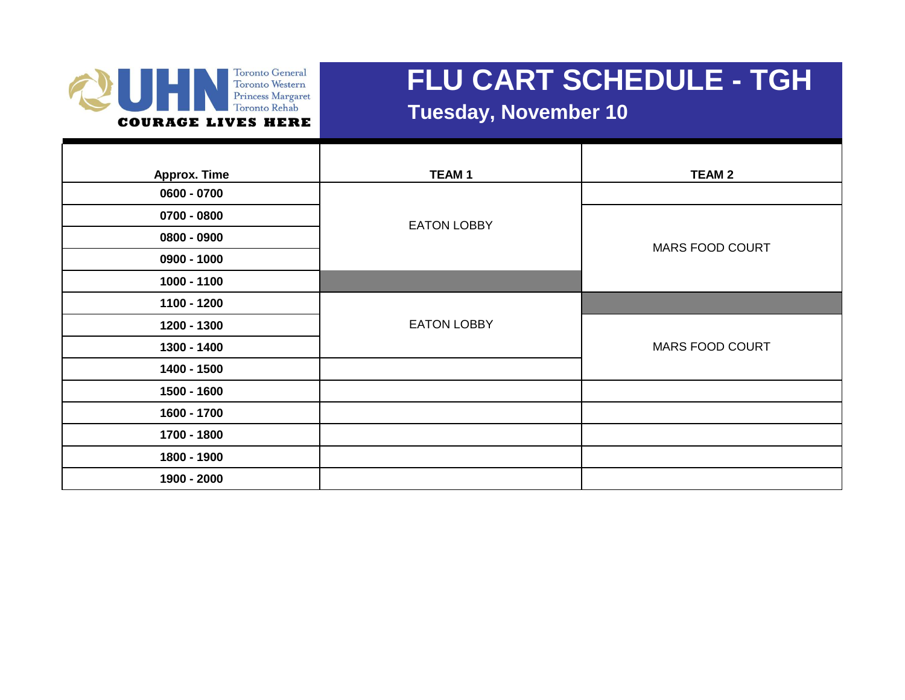UHN Toronto General Toronto Western Princess Margaret Toronto Rehab
COURAGE LIVES HERE

# FLU CART SCHEDULE - TGH

## Tuesday, November 10

| Approx. Time | TEAM 1 | TEAM 2 |
|---|---|---|
| 0600 - 0700 | EATON LOBBY | |
| 0700 - 0800 | | MARS FOOD COURT |
| 0800 - 0900 | | |
| 0900 - 1000 | | |
| 1000 - 1100 | | |
| 1100 - 1200 | EATON LOBBY | |
| 1200 - 1300 | | MARS FOOD COURT |
| 1300 - 1400 | | |
| 1400 - 1500 | | |
| 1500 - 1600 | | |
| 1600 - 1700 | | |
| 1700 - 1800 | | |
| 1800 - 1900 | | |
| 1900 - 2000 | | |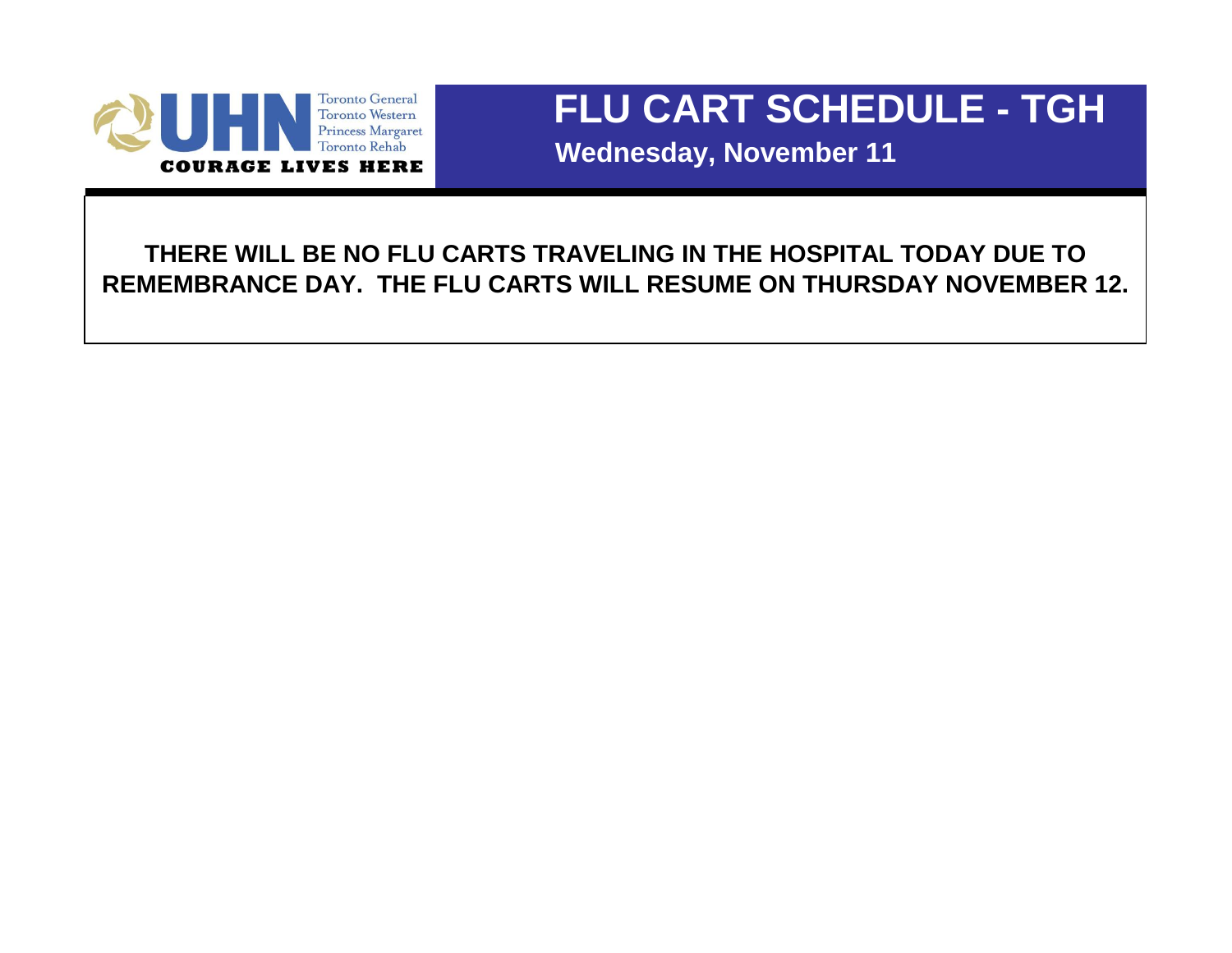UHN Toronto General Toronto Western Princess Margaret Toronto Rehab

COURAGE LIVES HERE

# FLU CART SCHEDULE - TGH

**Wednesday, November 11**

**THERE WILL BE NO FLU CARTS TRAVELING IN THE HOSPITAL TODAY DUE TO REMEMBRANCE DAY. THE FLU CARTS WILL RESUME ON THURSDAY NOVEMBER 12.**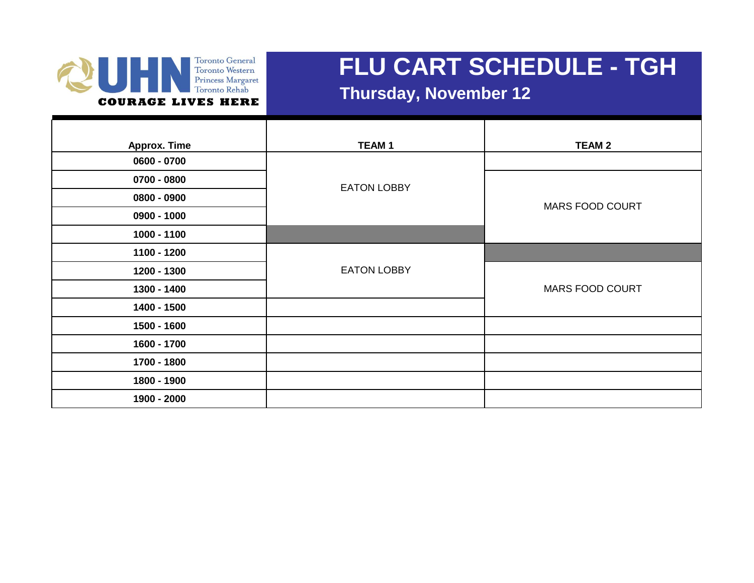# FLU CART SCHEDULE - TGH

## Thursday, November 12

| Approx. Time | TEAM 1 | TEAM 2 |
|---|---|---|
| 0600 - 0700 | EATON LOBBY | |
| 0700 - 0800 | EATON LOBBY | MARS FOOD COURT |
| 0800 - 0900 | EATON LOBBY | MARS FOOD COURT |
| 0900 - 1000 | EATON LOBBY | MARS FOOD COURT |
| 1000 - 1100 | | MARS FOOD COURT |
| 1100 - 1200 | EATON LOBBY | |
| 1200 - 1300 | EATON LOBBY | MARS FOOD COURT |
| 1300 - 1400 | EATON LOBBY | MARS FOOD COURT |
| 1400 - 1500 | | MARS FOOD COURT |
| 1500 - 1600 | | |
| 1600 - 1700 | | |
| 1700 - 1800 | | |
| 1800 - 1900 | | |
| 1900 - 2000 | | |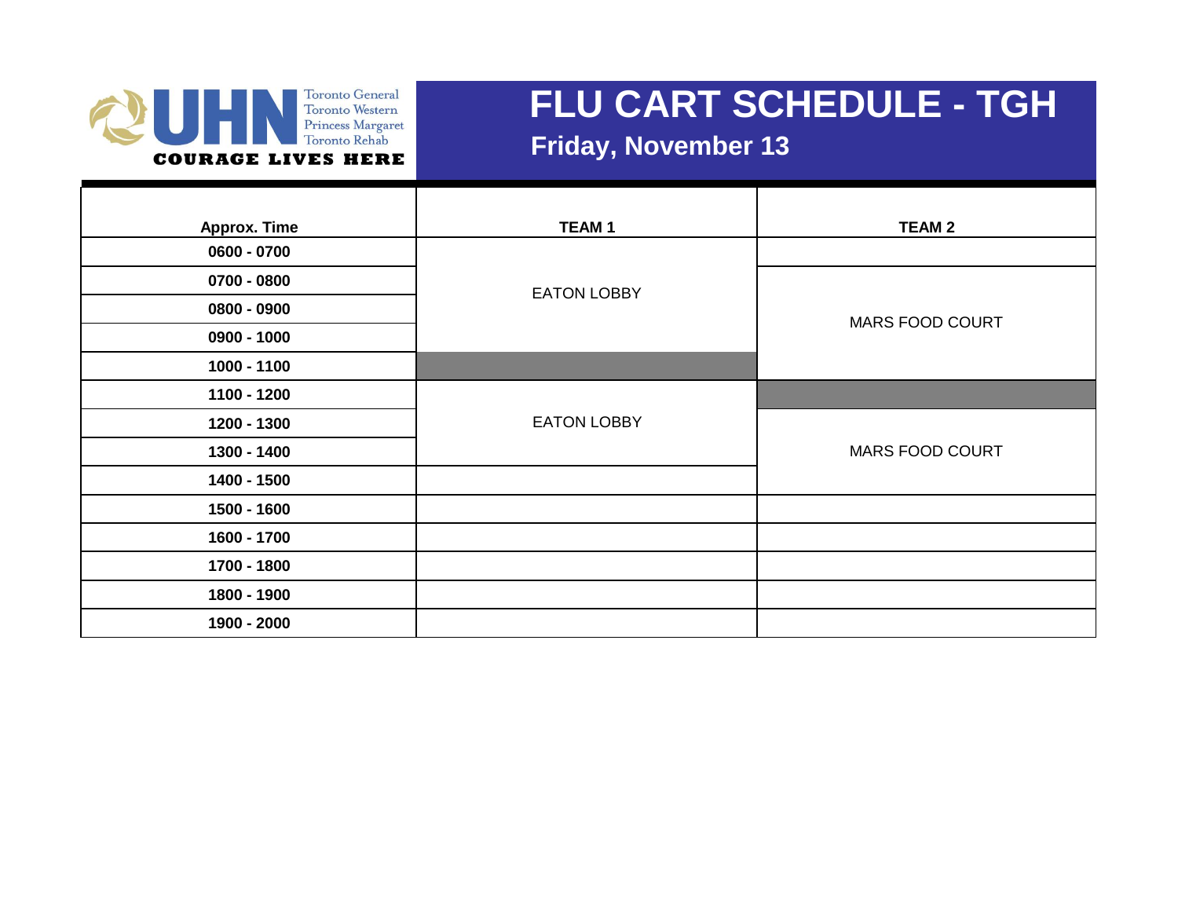# FLU CART SCHEDULE - TGH

## Friday, November 13

| Approx. Time | TEAM 1 | TEAM 2 |
|---|---|---|
| 0600 - 0700 | EATON LOBBY | |
| 0700 - 0800 | | MARS FOOD COURT |
| 0800 - 0900 | | |
| 0900 - 1000 | | |
| 1000 - 1100 | | |
| 1100 - 1200 | EATON LOBBY | |
| 1200 - 1300 | | MARS FOOD COURT |
| 1300 - 1400 | | |
| 1400 - 1500 | | |
| 1500 - 1600 | | |
| 1600 - 1700 | | |
| 1700 - 1800 | | |
| 1800 - 1900 | | |
| 1900 - 2000 | | |